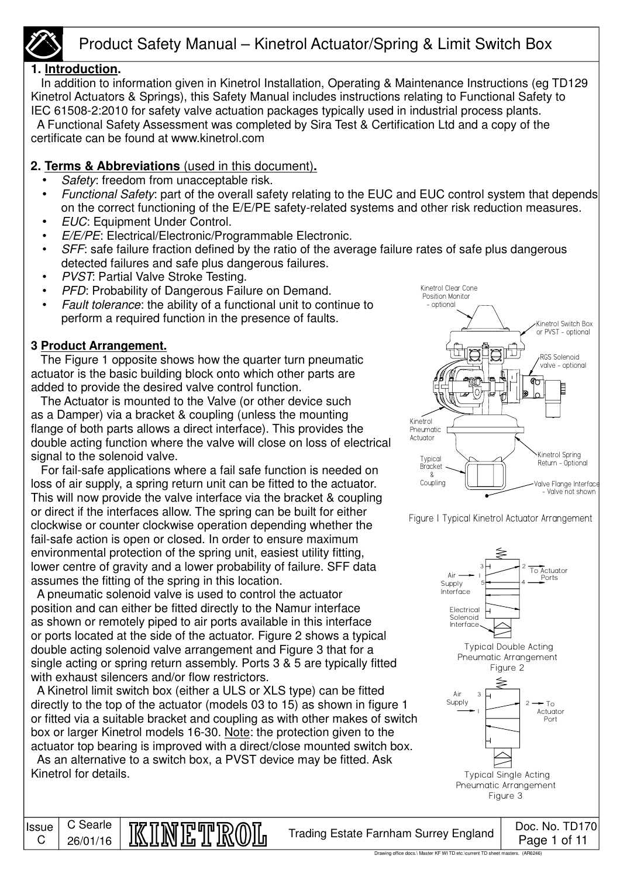# Product Safety Manual – Kinetrol Actuator/Spring & Limit Switch Box

## 1. Introduction.

In addition to information given in Kinetrol Installation, Operating & Maintenance Instructions (eg TD129 Kinetrol Actuators & Springs), this Safety Manual includes instructions relating to Functional Safety to IEC 61508-2:2010 for safety valve actuation packages typically used in industrial process plants.

A Functional Safety Assessment was completed by Sira Test & Certification Ltd and a copy of the certificate can be found at www.kinetrol.com

## 2. Terms & Abbreviations (used in this document).

- *Safety*: freedom from unacceptable risk.
- *Functional Safety*: part of the overall safety relating to the EUC and EUC control system that depends on the correct functioning of the E/E/PE safety-related systems and other risk reduction measures.
- *EUC*: Equipment Under Control.
- *E/E/PE*: Electrical/Electronic/Programmable Electronic.
- *SFF*: safe failure fraction defined by the ratio of the average failure rates of safe plus dangerous detected failures and safe plus dangerous failures.
- *PVST*: Partial Valve Stroke Testing.
- *PFD*: Probability of Dangerous Failure on Demand.
- *Fault tolerance*: the ability of a functional unit to continue to perform a required function in the presence of faults.

## 3 Product Arrangement.

The Figure 1 opposite shows how the quarter turn pneumatic actuator is the basic building block onto which other parts are added to provide the desired valve control function.

The Actuator is mounted to the Valve (or other device such as a Damper) via a bracket & coupling (unless the mounting flange of both parts allows a direct interface). This provides the double acting function where the valve will close on loss of electrical signal to the solenoid valve.

For fail-safe applications where a fail safe function is needed on loss of air supply, a spring return unit can be fitted to the actuator. This will now provide the valve interface via the bracket & coupling or direct if the interfaces allow. The spring can be built for either clockwise or counter clockwise operation depending whether the fail-safe action is open or closed. In order to ensure maximum environmental protection of the spring unit, easiest utility fitting, lower centre of gravity and a lower probability of failure. SFF data assumes the fitting of the spring in this location.

A pneumatic solenoid valve is used to control the actuator position and can either be fitted directly to the Namur interface as shown or remotely piped to air ports available in this interface or ports located at the side of the actuator. Figure 2 shows a typical double acting solenoid valve arrangement and Figure 3 that for a single acting or spring return assembly. Ports 3 & 5 are typically fitted with exhaust silencers and/or flow restrictors.

A Kinetrol limit switch box (either a ULS or XLS type) can be fitted directly to the top of the actuator (models 03 to 15) as shown in figure 1 or fitted via a suitable bracket and coupling as with other makes of switch box or larger Kinetrol models 16-30. Note: the protection given to the actuator top bearing is improved with a direct/close mounted switch box.

As an alternative to a switch box, a PVST device may be fitted. Ask Kinetrol for details.

Kinetrol Clear Cone Position Monitor - optional; Kinetrol Switch Box or PVST - optional; RGS Solenoid valve - optional; Kinetrol Pneumatic Actuator; Kinetrol Spring Return - Optional; Typical Bracket & Coupling; Valve Flange Interface - Valve not shown

Figure 1 Typical Kinetrol Actuator Arrangement

Air Supply Interface; Electrical Solenoid Interface; To Actuator Ports

Typical Double Acting Pneumatic Arrangement
Figure 2

Air Supply; To Actuator Port

Typical Single Acting Pneumatic Arrangement
Figure 3

Issue C | C Searle 26/01/16 | KINETROL | Trading Estate Farnham Surrey England | Doc. No. TD170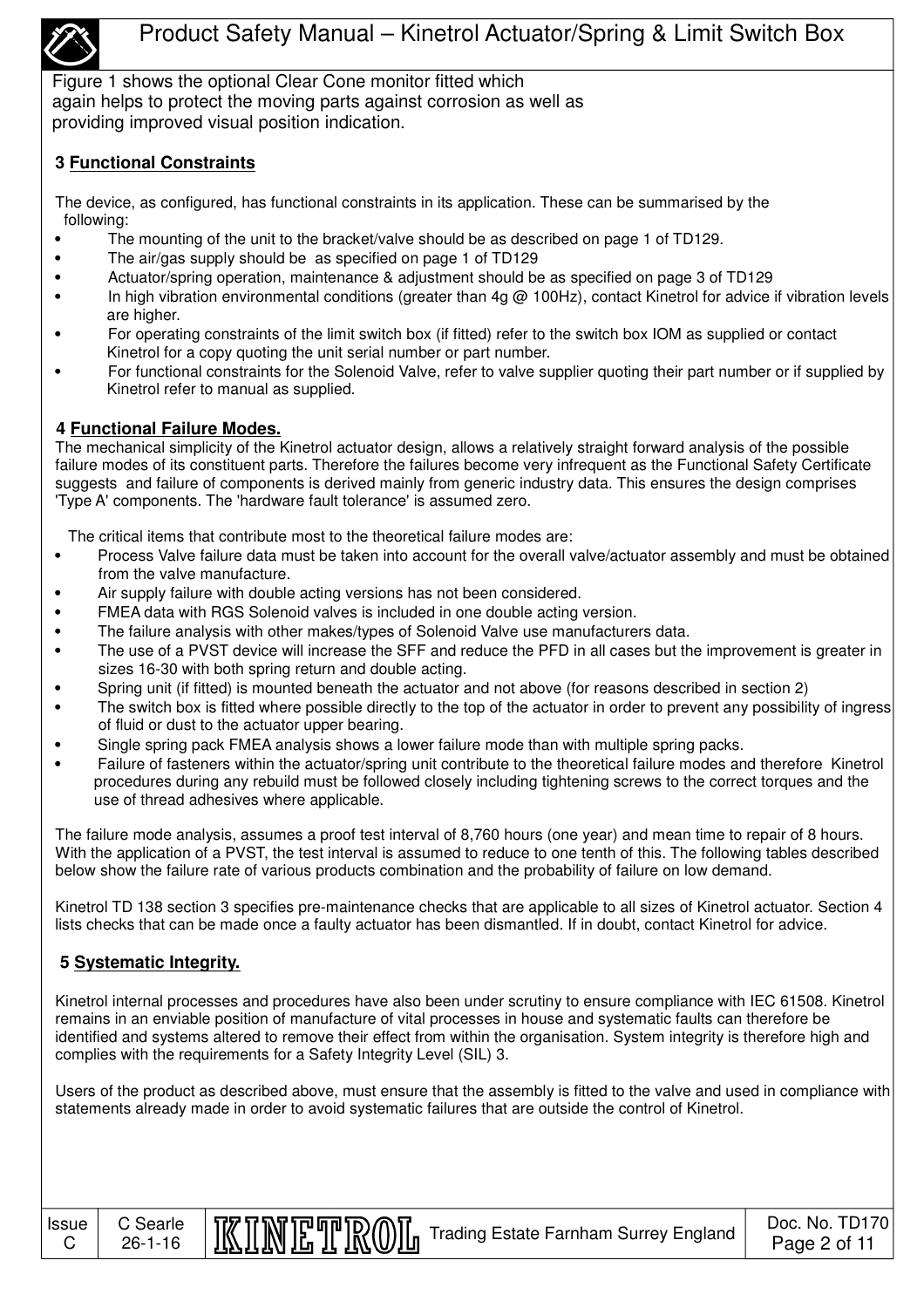Figure 1 shows the optional Clear Cone monitor fitted which again helps to protect the moving parts against corrosion as well as providing improved visual position indication.

## 3 Functional Constraints

The device, as configured, has functional constraints in its application. These can be summarised by the following:

- The mounting of the unit to the bracket/valve should be as described on page 1 of TD129.
- The air/gas supply should be as specified on page 1 of TD129
- Actuator/spring operation, maintenance & adjustment should be as specified on page 3 of TD129
- In high vibration environmental conditions (greater than 4g @ 100Hz), contact Kinetrol for advice if vibration levels are higher.
- For operating constraints of the limit switch box (if fitted) refer to the switch box IOM as supplied or contact Kinetrol for a copy quoting the unit serial number or part number.
- For functional constraints for the Solenoid Valve, refer to valve supplier quoting their part number or if supplied by Kinetrol refer to manual as supplied.

## 4 Functional Failure Modes.

The mechanical simplicity of the Kinetrol actuator design, allows a relatively straight forward analysis of the possible failure modes of its constituent parts. Therefore the failures become very infrequent as the Functional Safety Certificate suggests and failure of components is derived mainly from generic industry data. This ensures the design comprises 'Type A' components. The 'hardware fault tolerance' is assumed zero.

The critical items that contribute most to the theoretical failure modes are:

- Process Valve failure data must be taken into account for the overall valve/actuator assembly and must be obtained from the valve manufacture.
- Air supply failure with double acting versions has not been considered.
- FMEA data with RGS Solenoid valves is included in one double acting version.
- The failure analysis with other makes/types of Solenoid Valve use manufacturers data.
- The use of a PVST device will increase the SFF and reduce the PFD in all cases but the improvement is greater in sizes 16-30 with both spring return and double acting.
- Spring unit (if fitted) is mounted beneath the actuator and not above (for reasons described in section 2)
- The switch box is fitted where possible directly to the top of the actuator in order to prevent any possibility of ingress of fluid or dust to the actuator upper bearing.
- Single spring pack FMEA analysis shows a lower failure mode than with multiple spring packs.
- Failure of fasteners within the actuator/spring unit contribute to the theoretical failure modes and therefore Kinetrol procedures during any rebuild must be followed closely including tightening screws to the correct torques and the use of thread adhesives where applicable.

The failure mode analysis, assumes a proof test interval of 8,760 hours (one year) and mean time to repair of 8 hours. With the application of a PVST, the test interval is assumed to reduce to one tenth of this. The following tables described below show the failure rate of various products combination and the probability of failure on low demand.

Kinetrol TD 138 section 3 specifies pre-maintenance checks that are applicable to all sizes of Kinetrol actuator. Section 4 lists checks that can be made once a faulty actuator has been dismantled. If in doubt, contact Kinetrol for advice.

## 5 Systematic Integrity.

Kinetrol internal processes and procedures have also been under scrutiny to ensure compliance with IEC 61508. Kinetrol remains in an enviable position of manufacture of vital processes in house and systematic faults can therefore be identified and systems altered to remove their effect from within the organisation. System integrity is therefore high and complies with the requirements for a Safety Integrity Level (SIL) 3.

Users of the product as described above, must ensure that the assembly is fitted to the valve and used in compliance with statements already made in order to avoid systematic failures that are outside the control of Kinetrol.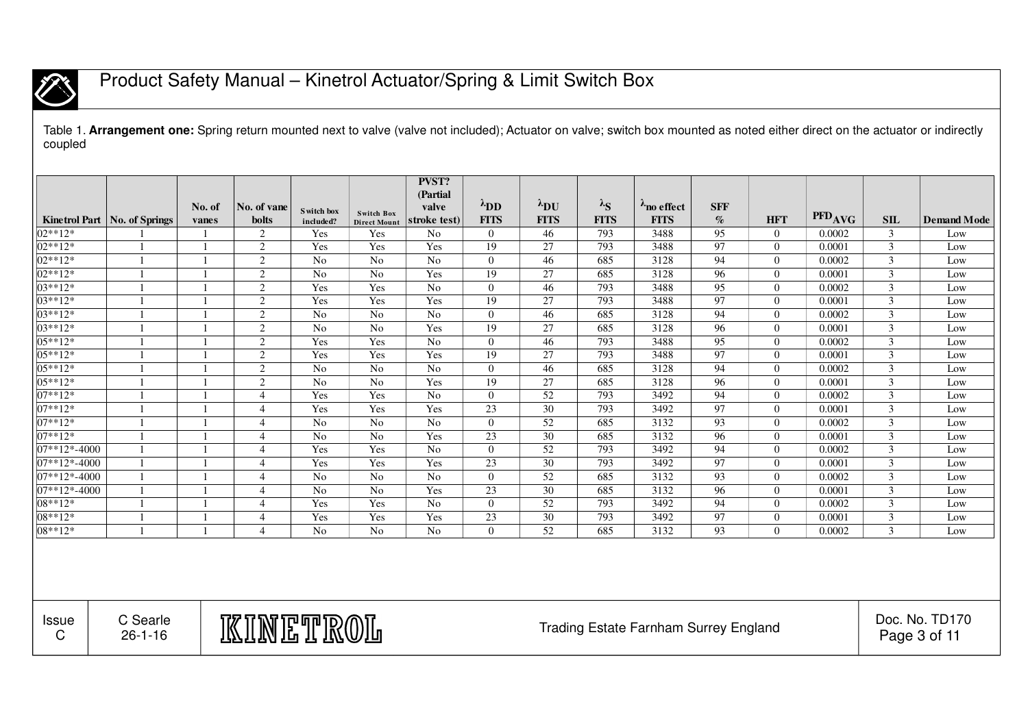Table 1. **Arrangement one:** Spring return mounted next to valve (valve not included); Actuator on valve; switch box mounted as noted either direct on the actuator or indirectly coupled

| Kinetrol Part | No. of Springs | No. of vanes | No. of vane bolts | Switch box included? | Switch Box Direct Mount | PVST? (Partial valve stroke test) | $\lambda_{DD}$ FITS | $\lambda_{DU}$ FITS | $\lambda_S$ FITS | $\lambda_{no\ effect}$ FITS | SFF % | HFT | $PFD_{AVG}$ | SIL | Demand Mode |
|---|---|---|---|---|---|---|---|---|---|---|---|---|---|---|---|
| 02**12* | 1 | 1 | 2 | Yes | Yes | No | 0 | 46 | 793 | 3488 | 95 | 0 | 0.0002 | 3 | Low |
| 02**12* | 1 | 1 | 2 | Yes | Yes | Yes | 19 | 27 | 793 | 3488 | 97 | 0 | 0.0001 | 3 | Low |
| 02**12* | 1 | 1 | 2 | No | No | No | 0 | 46 | 685 | 3128 | 94 | 0 | 0.0002 | 3 | Low |
| 02**12* | 1 | 1 | 2 | No | No | Yes | 19 | 27 | 685 | 3128 | 96 | 0 | 0.0001 | 3 | Low |
| 03**12* | 1 | 1 | 2 | Yes | Yes | No | 0 | 46 | 793 | 3488 | 95 | 0 | 0.0002 | 3 | Low |
| 03**12* | 1 | 1 | 2 | Yes | Yes | Yes | 19 | 27 | 793 | 3488 | 97 | 0 | 0.0001 | 3 | Low |
| 03**12* | 1 | 1 | 2 | No | No | No | 0 | 46 | 685 | 3128 | 94 | 0 | 0.0002 | 3 | Low |
| 03**12* | 1 | 1 | 2 | No | No | Yes | 19 | 27 | 685 | 3128 | 96 | 0 | 0.0001 | 3 | Low |
| 05**12* | 1 | 1 | 2 | Yes | Yes | No | 0 | 46 | 793 | 3488 | 95 | 0 | 0.0002 | 3 | Low |
| 05**12* | 1 | 1 | 2 | Yes | Yes | Yes | 19 | 27 | 793 | 3488 | 97 | 0 | 0.0001 | 3 | Low |
| 05**12* | 1 | 1 | 2 | No | No | No | 0 | 46 | 685 | 3128 | 94 | 0 | 0.0002 | 3 | Low |
| 05**12* | 1 | 1 | 2 | No | No | Yes | 19 | 27 | 685 | 3128 | 96 | 0 | 0.0001 | 3 | Low |
| 07**12* | 1 | 1 | 4 | Yes | Yes | No | 0 | 52 | 793 | 3492 | 94 | 0 | 0.0002 | 3 | Low |
| 07**12* | 1 | 1 | 4 | Yes | Yes | Yes | 23 | 30 | 793 | 3492 | 97 | 0 | 0.0001 | 3 | Low |
| 07**12* | 1 | 1 | 4 | No | No | No | 0 | 52 | 685 | 3132 | 93 | 0 | 0.0002 | 3 | Low |
| 07**12* | 1 | 1 | 4 | No | No | Yes | 23 | 30 | 685 | 3132 | 96 | 0 | 0.0001 | 3 | Low |
| 07**12*-4000 | 1 | 1 | 4 | Yes | Yes | No | 0 | 52 | 793 | 3492 | 94 | 0 | 0.0002 | 3 | Low |
| 07**12*-4000 | 1 | 1 | 4 | Yes | Yes | Yes | 23 | 30 | 793 | 3492 | 97 | 0 | 0.0001 | 3 | Low |
| 07**12*-4000 | 1 | 1 | 4 | No | No | No | 0 | 52 | 685 | 3132 | 93 | 0 | 0.0002 | 3 | Low |
| 07**12*-4000 | 1 | 1 | 4 | No | No | Yes | 23 | 30 | 685 | 3132 | 96 | 0 | 0.0001 | 3 | Low |
| 08**12* | 1 | 1 | 4 | Yes | Yes | No | 0 | 52 | 793 | 3492 | 94 | 0 | 0.0002 | 3 | Low |
| 08**12* | 1 | 1 | 4 | Yes | Yes | Yes | 23 | 30 | 793 | 3492 | 97 | 0 | 0.0001 | 3 | Low |
| 08**12* | 1 | 1 | 4 | No | No | No | 0 | 52 | 685 | 3132 | 93 | 0 | 0.0002 | 3 | Low |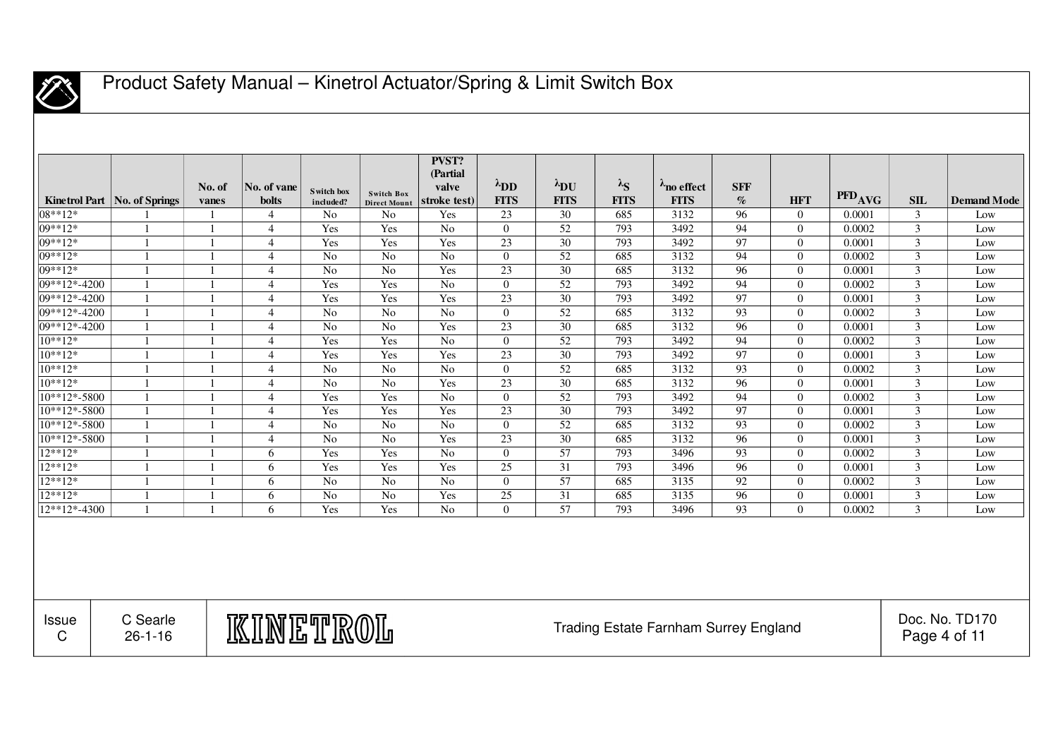| Kinetrol Part | No. of Springs | No. of vanes | No. of vane bolts | Switch box included? | Switch Box Direct Mount | PVST? (Partial valve stroke test) | $\lambda_{DD}$ FITS | $\lambda_{DU}$ FITS | $\lambda_S$ FITS | $\lambda_{no\ effect}$ FITS | SFF % | HFT | $PFD_{AVG}$ | SIL | Demand Mode |
|---|---|---|---|---|---|---|---|---|---|---|---|---|---|---|---|
| 08**12* | 1 | 1 | 4 | No | No | Yes | 23 | 30 | 685 | 3132 | 96 | 0 | 0.0001 | 3 | Low |
| 09**12* | 1 | 1 | 4 | Yes | Yes | No | 0 | 52 | 793 | 3492 | 94 | 0 | 0.0002 | 3 | Low |
| 09**12* | 1 | 1 | 4 | Yes | Yes | Yes | 23 | 30 | 793 | 3492 | 97 | 0 | 0.0001 | 3 | Low |
| 09**12* | 1 | 1 | 4 | No | No | No | 0 | 52 | 685 | 3132 | 94 | 0 | 0.0002 | 3 | Low |
| 09**12* | 1 | 1 | 4 | No | No | Yes | 23 | 30 | 685 | 3132 | 96 | 0 | 0.0001 | 3 | Low |
| 09**12*-4200 | 1 | 1 | 4 | Yes | Yes | No | 0 | 52 | 793 | 3492 | 94 | 0 | 0.0002 | 3 | Low |
| 09**12*-4200 | 1 | 1 | 4 | Yes | Yes | Yes | 23 | 30 | 793 | 3492 | 97 | 0 | 0.0001 | 3 | Low |
| 09**12*-4200 | 1 | 1 | 4 | No | No | No | 0 | 52 | 685 | 3132 | 93 | 0 | 0.0002 | 3 | Low |
| 09**12*-4200 | 1 | 1 | 4 | No | No | Yes | 23 | 30 | 685 | 3132 | 96 | 0 | 0.0001 | 3 | Low |
| 10**12* | 1 | 1 | 4 | Yes | Yes | No | 0 | 52 | 793 | 3492 | 94 | 0 | 0.0002 | 3 | Low |
| 10**12* | 1 | 1 | 4 | Yes | Yes | Yes | 23 | 30 | 793 | 3492 | 97 | 0 | 0.0001 | 3 | Low |
| 10**12* | 1 | 1 | 4 | No | No | No | 0 | 52 | 685 | 3132 | 93 | 0 | 0.0002 | 3 | Low |
| 10**12* | 1 | 1 | 4 | No | No | Yes | 23 | 30 | 685 | 3132 | 96 | 0 | 0.0001 | 3 | Low |
| 10**12*-5800 | 1 | 1 | 4 | Yes | Yes | No | 0 | 52 | 793 | 3492 | 94 | 0 | 0.0002 | 3 | Low |
| 10**12*-5800 | 1 | 1 | 4 | Yes | Yes | Yes | 23 | 30 | 793 | 3492 | 97 | 0 | 0.0001 | 3 | Low |
| 10**12*-5800 | 1 | 1 | 4 | No | No | No | 0 | 52 | 685 | 3132 | 93 | 0 | 0.0002 | 3 | Low |
| 10**12*-5800 | 1 | 1 | 4 | No | No | Yes | 23 | 30 | 685 | 3132 | 96 | 0 | 0.0001 | 3 | Low |
| 12**12* | 1 | 1 | 6 | Yes | Yes | No | 0 | 57 | 793 | 3496 | 93 | 0 | 0.0002 | 3 | Low |
| 12**12* | 1 | 1 | 6 | Yes | Yes | Yes | 25 | 31 | 793 | 3496 | 96 | 0 | 0.0001 | 3 | Low |
| 12**12* | 1 | 1 | 6 | No | No | No | 0 | 57 | 685 | 3135 | 92 | 0 | 0.0002 | 3 | Low |
| 12**12* | 1 | 1 | 6 | No | No | Yes | 25 | 31 | 685 | 3135 | 96 | 0 | 0.0001 | 3 | Low |
| 12**12*-4300 | 1 | 1 | 6 | Yes | Yes | No | 0 | 57 | 793 | 3496 | 93 | 0 | 0.0002 | 3 | Low |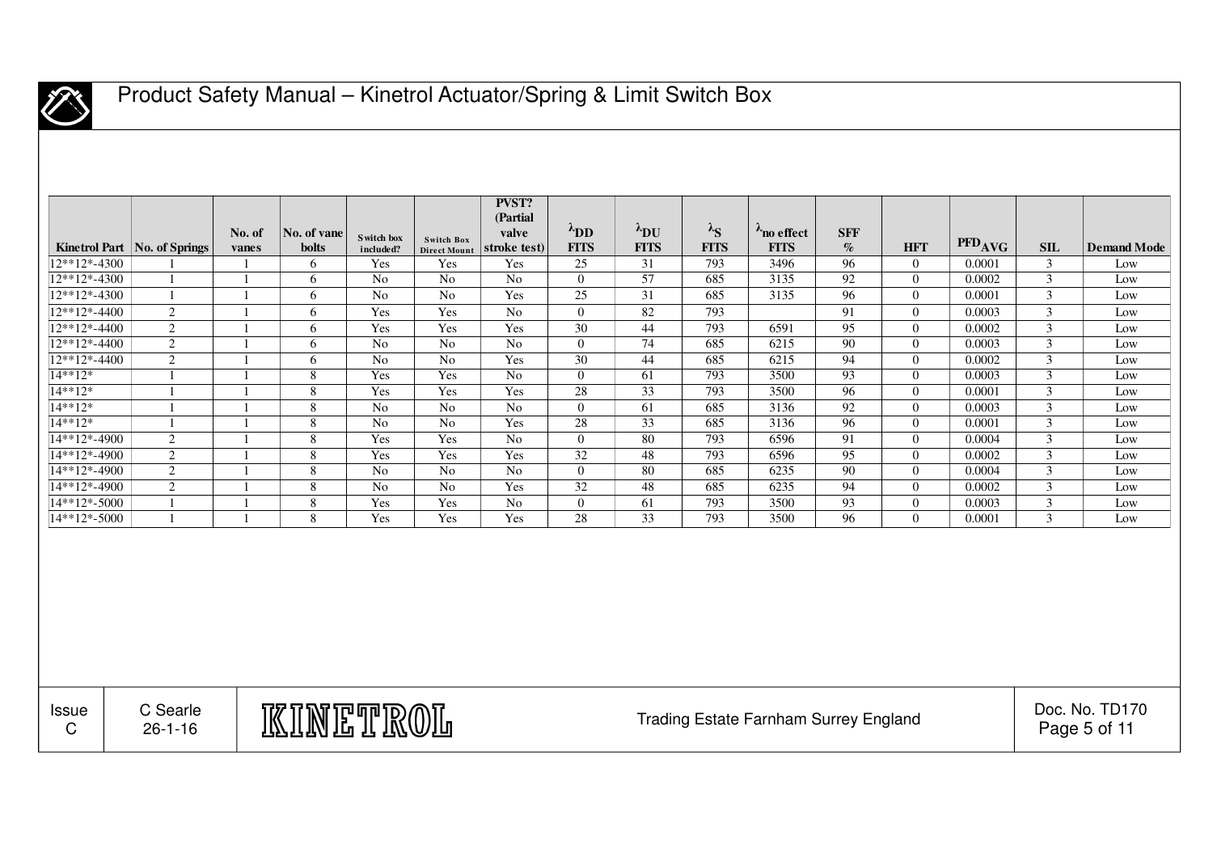| Kinetrol Part | No. of Springs | No. of vanes | No. of vane bolts | Switch box included? | Switch Box Direct Mount | PVST? (Partial valve stroke test) | $\lambda_{DD}$ FITS | $\lambda_{DU}$ FITS | $\lambda_{S}$ FITS | $\lambda_{no\ effect}$ FITS | SFF % | HFT | $PFD_{AVG}$ | SIL | Demand Mode |
|---|---|---|---|---|---|---|---|---|---|---|---|---|---|---|---|
| 12**12*-4300 | 1 | 1 | 6 | Yes | Yes | Yes | 25 | 31 | 793 | 3496 | 96 | 0 | 0.0001 | 3 | Low |
| 12**12*-4300 | 1 | 1 | 6 | No | No | No | 0 | 57 | 685 | 3135 | 92 | 0 | 0.0002 | 3 | Low |
| 12**12*-4300 | 1 | 1 | 6 | No | No | Yes | 25 | 31 | 685 | 3135 | 96 | 0 | 0.0001 | 3 | Low |
| 12**12*-4400 | 2 | 1 | 6 | Yes | Yes | No | 0 | 82 | 793 | | 91 | 0 | 0.0003 | 3 | Low |
| 12**12*-4400 | 2 | 1 | 6 | Yes | Yes | Yes | 30 | 44 | 793 | 6591 | 95 | 0 | 0.0002 | 3 | Low |
| 12**12*-4400 | 2 | 1 | 6 | No | No | No | 0 | 74 | 685 | 6215 | 90 | 0 | 0.0003 | 3 | Low |
| 12**12*-4400 | 2 | 1 | 6 | No | No | Yes | 30 | 44 | 685 | 6215 | 94 | 0 | 0.0002 | 3 | Low |
| 14**12* | 1 | 1 | 8 | Yes | Yes | No | 0 | 61 | 793 | 3500 | 93 | 0 | 0.0003 | 3 | Low |
| 14**12* | 1 | 1 | 8 | Yes | Yes | Yes | 28 | 33 | 793 | 3500 | 96 | 0 | 0.0001 | 3 | Low |
| 14**12* | 1 | 1 | 8 | No | No | No | 0 | 61 | 685 | 3136 | 92 | 0 | 0.0003 | 3 | Low |
| 14**12* | 1 | 1 | 8 | No | No | Yes | 28 | 33 | 685 | 3136 | 96 | 0 | 0.0001 | 3 | Low |
| 14**12*-4900 | 2 | 1 | 8 | Yes | Yes | No | 0 | 80 | 793 | 6596 | 91 | 0 | 0.0004 | 3 | Low |
| 14**12*-4900 | 2 | 1 | 8 | Yes | Yes | Yes | 32 | 48 | 793 | 6596 | 95 | 0 | 0.0002 | 3 | Low |
| 14**12*-4900 | 2 | 1 | 8 | No | No | No | 0 | 80 | 685 | 6235 | 90 | 0 | 0.0004 | 3 | Low |
| 14**12*-4900 | 2 | 1 | 8 | No | No | Yes | 32 | 48 | 685 | 6235 | 94 | 0 | 0.0002 | 3 | Low |
| 14**12*-5000 | 1 | 1 | 8 | Yes | Yes | No | 0 | 61 | 793 | 3500 | 93 | 0 | 0.0003 | 3 | Low |
| 14**12*-5000 | 1 | 1 | 8 | Yes | Yes | Yes | 28 | 33 | 793 | 3500 | 96 | 0 | 0.0001 | 3 | Low |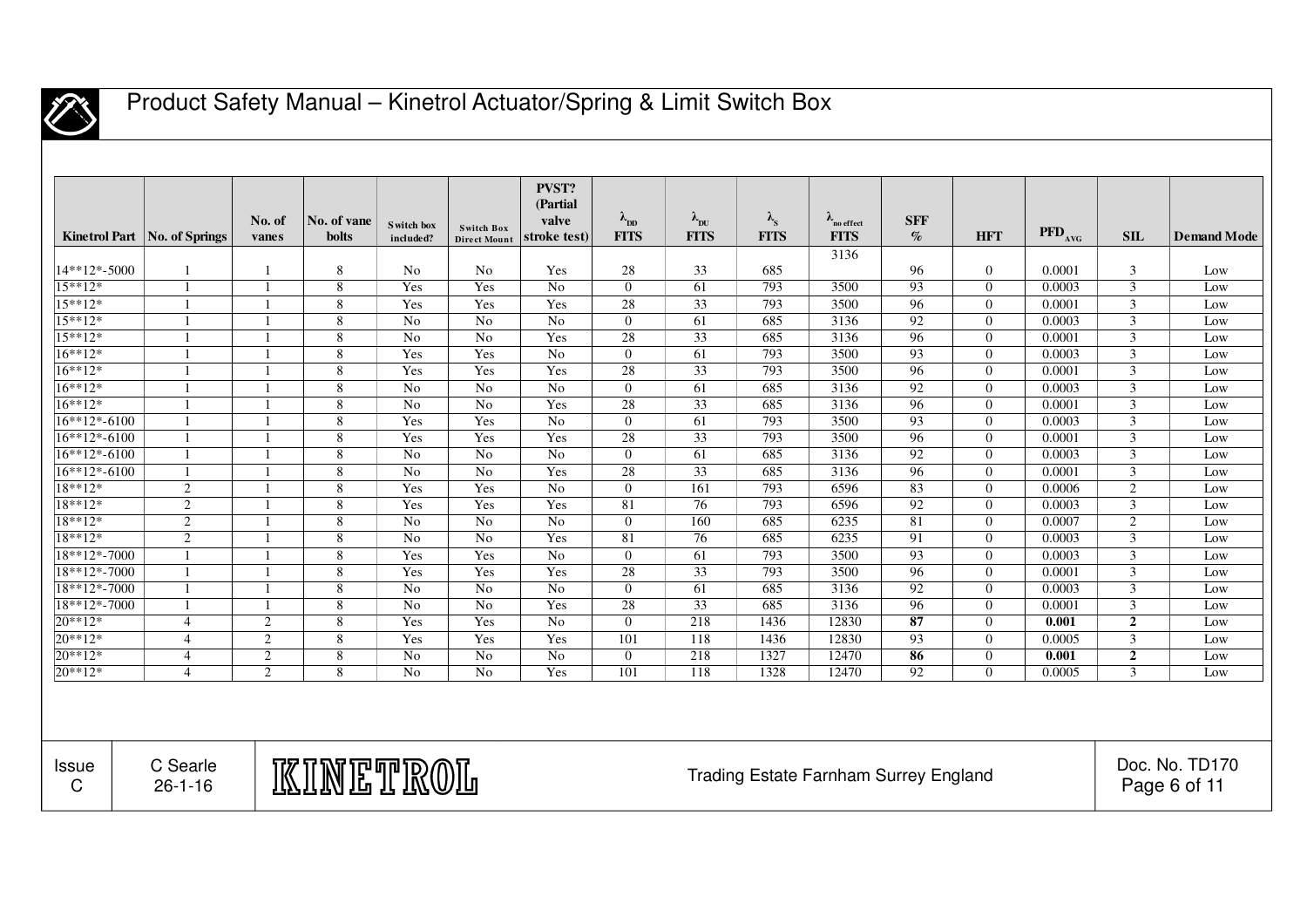| Kinetrol Part | No. of Springs | No. of vanes | No. of vane bolts | Switch box included? | Switch Box Direct Mount | PVST? (Partial valve stroke test) | $\lambda_{DD}$ FITS | $\lambda_{DU}$ FITS | $\lambda_{S}$ FITS | $\lambda_{no\ effect}$ FITS | SFF % | HFT | $PFD_{AVG}$ | SIL | Demand Mode |
|---|---|---|---|---|---|---|---|---|---|---|---|---|---|---|---|
| 14**12*-5000 | 1 | 1 | 8 | No | No | Yes | 28 | 33 | 685 | 3136 | 96 | 0 | 0.0001 | 3 | Low |
| 15**12* | 1 | 1 | 8 | Yes | Yes | No | 0 | 61 | 793 | 3500 | 93 | 0 | 0.0003 | 3 | Low |
| 15**12* | 1 | 1 | 8 | Yes | Yes | Yes | 28 | 33 | 793 | 3500 | 96 | 0 | 0.0001 | 3 | Low |
| 15**12* | 1 | 1 | 8 | No | No | No | 0 | 61 | 685 | 3136 | 92 | 0 | 0.0003 | 3 | Low |
| 15**12* | 1 | 1 | 8 | No | No | Yes | 28 | 33 | 685 | 3136 | 96 | 0 | 0.0001 | 3 | Low |
| 16**12* | 1 | 1 | 8 | Yes | Yes | No | 0 | 61 | 793 | 3500 | 93 | 0 | 0.0003 | 3 | Low |
| 16**12* | 1 | 1 | 8 | Yes | Yes | Yes | 28 | 33 | 793 | 3500 | 96 | 0 | 0.0001 | 3 | Low |
| 16**12* | 1 | 1 | 8 | No | No | No | 0 | 61 | 685 | 3136 | 92 | 0 | 0.0003 | 3 | Low |
| 16**12* | 1 | 1 | 8 | No | No | Yes | 28 | 33 | 685 | 3136 | 96 | 0 | 0.0001 | 3 | Low |
| 16**12*-6100 | 1 | 1 | 8 | Yes | Yes | No | 0 | 61 | 793 | 3500 | 93 | 0 | 0.0003 | 3 | Low |
| 16**12*-6100 | 1 | 1 | 8 | Yes | Yes | Yes | 28 | 33 | 793 | 3500 | 96 | 0 | 0.0001 | 3 | Low |
| 16**12*-6100 | 1 | 1 | 8 | No | No | No | 0 | 61 | 685 | 3136 | 92 | 0 | 0.0003 | 3 | Low |
| 16**12*-6100 | 1 | 1 | 8 | No | No | Yes | 28 | 33 | 685 | 3136 | 96 | 0 | 0.0001 | 3 | Low |
| 18**12* | 2 | 1 | 8 | Yes | Yes | No | 0 | 161 | 793 | 6596 | 83 | 0 | 0.0006 | 2 | Low |
| 18**12* | 2 | 1 | 8 | Yes | Yes | Yes | 81 | 76 | 793 | 6596 | 92 | 0 | 0.0003 | 3 | Low |
| 18**12* | 2 | 1 | 8 | No | No | No | 0 | 160 | 685 | 6235 | 81 | 0 | 0.0007 | 2 | Low |
| 18**12* | 2 | 1 | 8 | No | No | Yes | 81 | 76 | 685 | 6235 | 91 | 0 | 0.0003 | 3 | Low |
| 18**12*-7000 | 1 | 1 | 8 | Yes | Yes | No | 0 | 61 | 793 | 3500 | 93 | 0 | 0.0003 | 3 | Low |
| 18**12*-7000 | 1 | 1 | 8 | Yes | Yes | Yes | 28 | 33 | 793 | 3500 | 96 | 0 | 0.0001 | 3 | Low |
| 18**12*-7000 | 1 | 1 | 8 | No | No | No | 0 | 61 | 685 | 3136 | 92 | 0 | 0.0003 | 3 | Low |
| 18**12*-7000 | 1 | 1 | 8 | No | No | Yes | 28 | 33 | 685 | 3136 | 96 | 0 | 0.0001 | 3 | Low |
| 20**12* | 4 | 2 | 8 | Yes | Yes | No | 0 | 218 | 1436 | 12830 | **87** | 0 | **0.001** | **2** | Low |
| 20**12* | 4 | 2 | 8 | Yes | Yes | Yes | 101 | 118 | 1436 | 12830 | 93 | 0 | 0.0005 | 3 | Low |
| 20**12* | 4 | 2 | 8 | No | No | No | 0 | 218 | 1327 | 12470 | **86** | 0 | **0.001** | **2** | Low |
| 20**12* | 4 | 2 | 8 | No | No | Yes | 101 | 118 | 1328 | 12470 | 92 | 0 | 0.0005 | 3 | Low |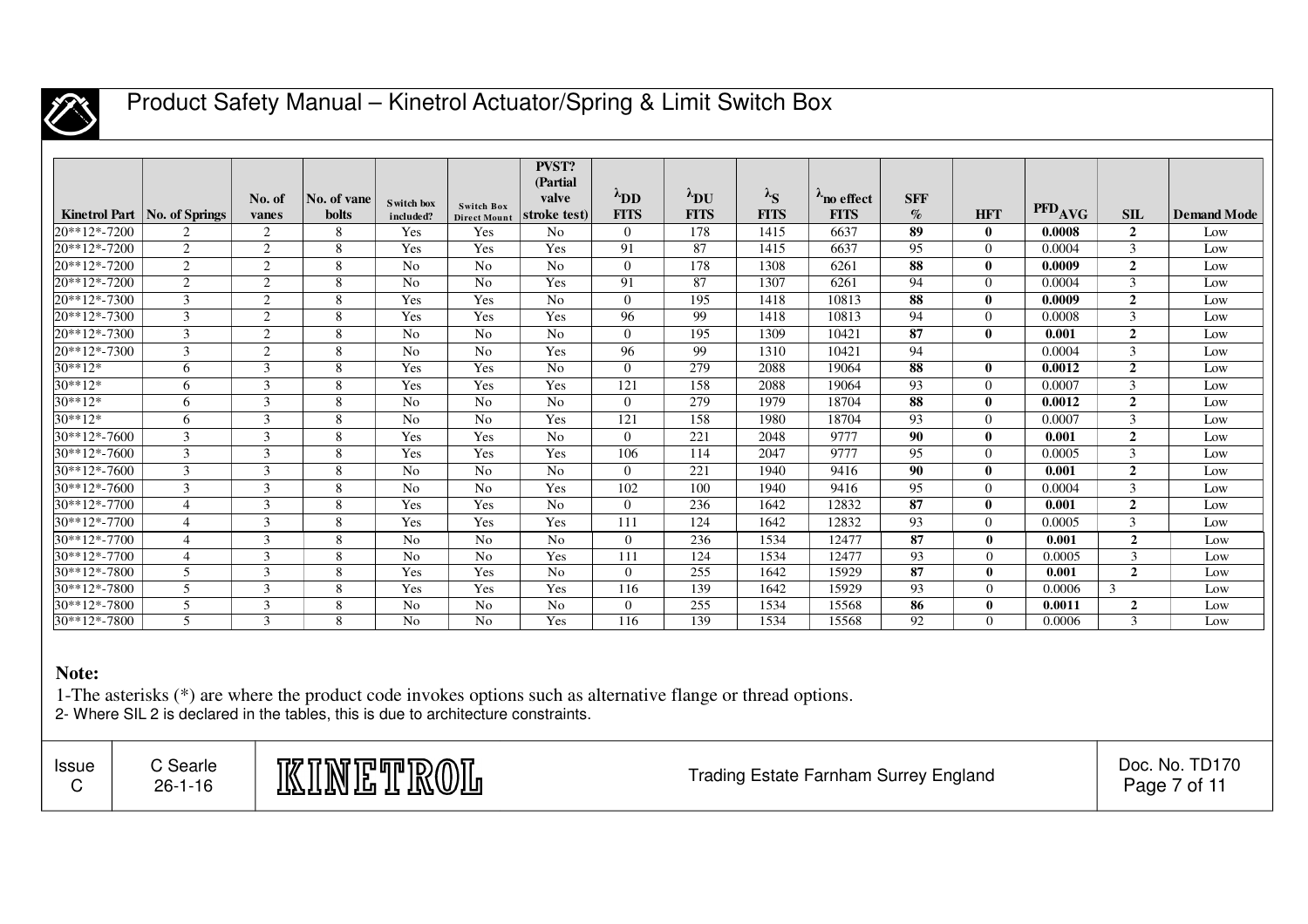| Kinetrol Part | No. of Springs | No. of vanes | No. of vane bolts | Switch box included? | Switch Box Direct Mount | PVST? (Partial valve stroke test) | $\lambda_{DD}$ FITS | $\lambda_{DU}$ FITS | $\lambda_{S}$ FITS | $\lambda_{no\ effect}$ FITS | SFF % | HFT | $PFD_{AVG}$ | SIL | Demand Mode |
|---|---|---|---|---|---|---|---|---|---|---|---|---|---|---|---|
| 20**12*-7200 | 2 | 2 | 8 | Yes | Yes | No | 0 | 178 | 1415 | 6637 | **89** | **0** | **0.0008** | **2** | Low |
| 20**12*-7200 | 2 | 2 | 8 | Yes | Yes | Yes | 91 | 87 | 1415 | 6637 | 95 | 0 | 0.0004 | 3 | Low |
| 20**12*-7200 | 2 | 2 | 8 | No | No | No | 0 | 178 | 1308 | 6261 | **88** | **0** | **0.0009** | **2** | Low |
| 20**12*-7200 | 2 | 2 | 8 | No | No | Yes | 91 | 87 | 1307 | 6261 | 94 | 0 | 0.0004 | 3 | Low |
| 20**12*-7300 | 3 | 2 | 8 | Yes | Yes | No | 0 | 195 | 1418 | 10813 | **88** | **0** | **0.0009** | **2** | Low |
| 20**12*-7300 | 3 | 2 | 8 | Yes | Yes | Yes | 96 | 99 | 1418 | 10813 | 94 | 0 | 0.0008 | 3 | Low |
| 20**12*-7300 | 3 | 2 | 8 | No | No | No | 0 | 195 | 1309 | 10421 | **87** | **0** | **0.001** | **2** | Low |
| 20**12*-7300 | 3 | 2 | 8 | No | No | Yes | 96 | 99 | 1310 | 10421 | 94 | | 0.0004 | 3 | Low |
| 30**12* | 6 | 3 | 8 | Yes | Yes | No | 0 | 279 | 2088 | 19064 | **88** | **0** | **0.0012** | **2** | Low |
| 30**12* | 6 | 3 | 8 | Yes | Yes | Yes | 121 | 158 | 2088 | 19064 | 93 | 0 | 0.0007 | 3 | Low |
| 30**12* | 6 | 3 | 8 | No | No | No | 0 | 279 | 1979 | 18704 | **88** | **0** | **0.0012** | **2** | Low |
| 30**12* | 6 | 3 | 8 | No | No | Yes | 121 | 158 | 1980 | 18704 | 93 | 0 | 0.0007 | 3 | Low |
| 30**12*-7600 | 3 | 3 | 8 | Yes | Yes | No | 0 | 221 | 2048 | 9777 | **90** | **0** | **0.001** | **2** | Low |
| 30**12*-7600 | 3 | 3 | 8 | Yes | Yes | Yes | 106 | 114 | 2047 | 9777 | 95 | 0 | 0.0005 | 3 | Low |
| 30**12*-7600 | 3 | 3 | 8 | No | No | No | 0 | 221 | 1940 | 9416 | **90** | **0** | **0.001** | **2** | Low |
| 30**12*-7600 | 3 | 3 | 8 | No | No | Yes | 102 | 100 | 1940 | 9416 | 95 | 0 | 0.0004 | 3 | Low |
| 30**12*-7700 | 4 | 3 | 8 | Yes | Yes | No | 0 | 236 | 1642 | 12832 | **87** | **0** | **0.001** | **2** | Low |
| 30**12*-7700 | 4 | 3 | 8 | Yes | Yes | Yes | 111 | 124 | 1642 | 12832 | 93 | 0 | 0.0005 | 3 | Low |
| 30**12*-7700 | 4 | 3 | 8 | No | No | No | 0 | 236 | 1534 | 12477 | **87** | **0** | **0.001** | **2** | Low |
| 30**12*-7700 | 4 | 3 | 8 | No | No | Yes | 111 | 124 | 1534 | 12477 | 93 | 0 | 0.0005 | 3 | Low |
| 30**12*-7800 | 5 | 3 | 8 | Yes | Yes | No | 0 | 255 | 1642 | 15929 | **87** | **0** | **0.001** | **2** | Low |
| 30**12*-7800 | 5 | 3 | 8 | Yes | Yes | Yes | 116 | 139 | 1642 | 15929 | 93 | 0 | 0.0006 | 3 | Low |
| 30**12*-7800 | 5 | 3 | 8 | No | No | No | 0 | 255 | 1534 | 15568 | **86** | **0** | **0.0011** | **2** | Low |
| 30**12*-7800 | 5 | 3 | 8 | No | No | Yes | 116 | 139 | 1534 | 15568 | 92 | 0 | 0.0006 | 3 | Low |

**Note:**

1-The asterisks (*) are where the product code invokes options such as alternative flange or thread options.

2- Where SIL 2 is declared in the tables, this is due to architecture constraints.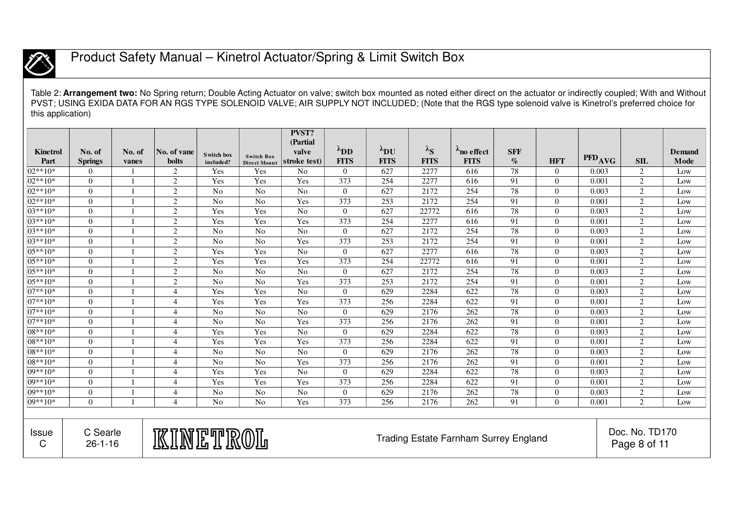Table 2: **Arrangement two:** No Spring return; Double Acting Actuator on valve; switch box mounted as noted either direct on the actuator or indirectly coupled; With and Without PVST; USING EXIDA DATA FOR AN RGS TYPE SOLENOID VALVE; AIR SUPPLY NOT INCLUDED; (Note that the RGS type solenoid valve is Kinetrol's preferred choice for this application)

| Kinetrol Part | No. of Springs | No. of vanes | No. of vane bolts | Switch box included? | Switch Box Direct Mount | PVST? (Partial valve stroke test) | $\lambda_{DD}$ FITS | $\lambda_{DU}$ FITS | $\lambda_{S}$ FITS | $\lambda_{no\ effect}$ FITS | SFF % | HFT | $PFD_{AVG}$ | SIL | Demand Mode |
|---|---|---|---|---|---|---|---|---|---|---|---|---|---|---|---|
| 02**10* | 0 | 1 | 2 | Yes | Yes | No | 0 | 627 | 2277 | 616 | 78 | 0 | 0.003 | 2 | Low |
| 02**10* | 0 | 1 | 2 | Yes | Yes | Yes | 373 | 254 | 2277 | 616 | 91 | 0 | 0.001 | 2 | Low |
| 02**10* | 0 | 1 | 2 | No | No | No | 0 | 627 | 2172 | 254 | 78 | 0 | 0.003 | 2 | Low |
| 02**10* | 0 | 1 | 2 | No | No | Yes | 373 | 253 | 2172 | 254 | 91 | 0 | 0.001 | 2 | Low |
| 03**10* | 0 | 1 | 2 | Yes | Yes | No | 0 | 627 | 22772 | 616 | 78 | 0 | 0.003 | 2 | Low |
| 03**10* | 0 | 1 | 2 | Yes | Yes | Yes | 373 | 254 | 2277 | 616 | 91 | 0 | 0.001 | 2 | Low |
| 03**10* | 0 | 1 | 2 | No | No | No | 0 | 627 | 2172 | 254 | 78 | 0 | 0.003 | 2 | Low |
| 03**10* | 0 | 1 | 2 | No | No | Yes | 373 | 253 | 2172 | 254 | 91 | 0 | 0.001 | 2 | Low |
| 05**10* | 0 | 1 | 2 | Yes | Yes | No | 0 | 627 | 2277 | 616 | 78 | 0 | 0.003 | 2 | Low |
| 05**10* | 0 | 1 | 2 | Yes | Yes | Yes | 373 | 254 | 22772 | 616 | 91 | 0 | 0.001 | 2 | Low |
| 05**10* | 0 | 1 | 2 | No | No | No | 0 | 627 | 2172 | 254 | 78 | 0 | 0.003 | 2 | Low |
| 05**10* | 0 | 1 | 2 | No | No | Yes | 373 | 253 | 2172 | 254 | 91 | 0 | 0.001 | 2 | Low |
| 07**10* | 0 | 1 | 4 | Yes | Yes | No | 0 | 629 | 2284 | 622 | 78 | 0 | 0.003 | 2 | Low |
| 07**10* | 0 | 1 | 4 | Yes | Yes | Yes | 373 | 256 | 2284 | 622 | 91 | 0 | 0.001 | 2 | Low |
| 07**10* | 0 | 1 | 4 | No | No | No | 0 | 629 | 2176 | 262 | 78 | 0 | 0.003 | 2 | Low |
| 07**10* | 0 | 1 | 4 | No | No | Yes | 373 | 256 | 2176 | 262 | 91 | 0 | 0.001 | 2 | Low |
| 08**10* | 0 | 1 | 4 | Yes | Yes | No | 0 | 629 | 2284 | 622 | 78 | 0 | 0.003 | 2 | Low |
| 08**10* | 0 | 1 | 4 | Yes | Yes | Yes | 373 | 256 | 2284 | 622 | 91 | 0 | 0.001 | 2 | Low |
| 08**10* | 0 | 1 | 4 | No | No | No | 0 | 629 | 2176 | 262 | 78 | 0 | 0.003 | 2 | Low |
| 08**10* | 0 | 1 | 4 | No | No | Yes | 373 | 256 | 2176 | 262 | 91 | 0 | 0.001 | 2 | Low |
| 09**10* | 0 | 1 | 4 | Yes | Yes | No | 0 | 629 | 2284 | 622 | 78 | 0 | 0.003 | 2 | Low |
| 09**10* | 0 | 1 | 4 | Yes | Yes | Yes | 373 | 256 | 2284 | 622 | 91 | 0 | 0.001 | 2 | Low |
| 09**10* | 0 | 1 | 4 | No | No | No | 0 | 629 | 2176 | 262 | 78 | 0 | 0.003 | 2 | Low |
| 09**10* | 0 | 1 | 4 | No | No | Yes | 373 | 256 | 2176 | 262 | 91 | 0 | 0.001 | 2 | Low |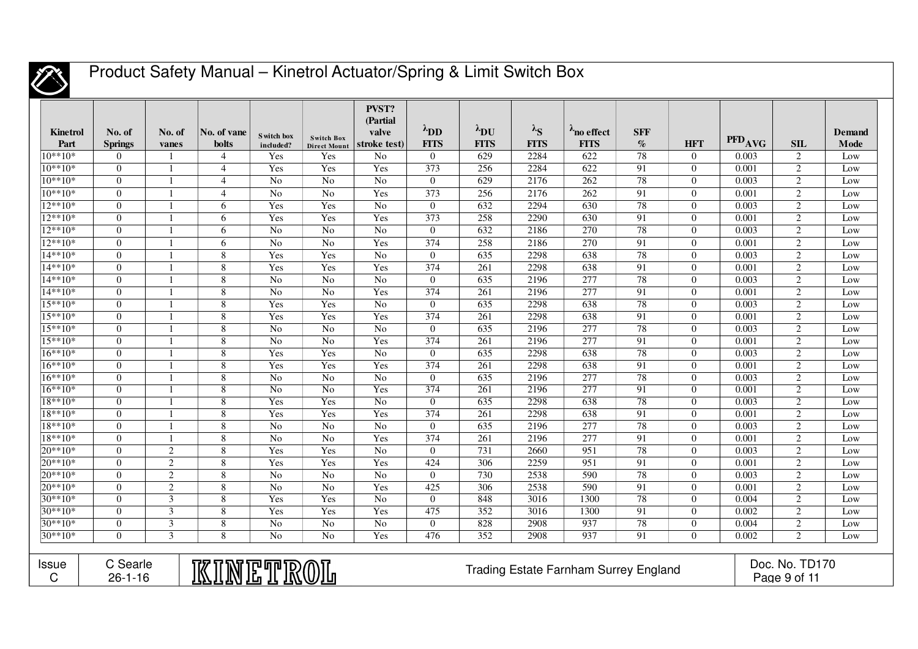| Kinetrol Part | No. of Springs | No. of vanes | No. of vane bolts | Switch box included? | Switch Box Direct Mount | PVST? (Partial valve stroke test) | $\lambda_{DD}$ FITS | $\lambda_{DU}$ FITS | $\lambda_{S}$ FITS | $\lambda_{no\ effect}$ FITS | SFF % | HFT | $PFD_{AVG}$ | SIL | Demand Mode |
|---|---|---|---|---|---|---|---|---|---|---|---|---|---|---|---|
| 10**10* | 0 | 1 | 4 | Yes | Yes | No | 0 | 629 | 2284 | 622 | 78 | 0 | 0.003 | 2 | Low |
| 10**10* | 0 | 1 | 4 | Yes | Yes | Yes | 373 | 256 | 2284 | 622 | 91 | 0 | 0.001 | 2 | Low |
| 10**10* | 0 | 1 | 4 | No | No | No | 0 | 629 | 2176 | 262 | 78 | 0 | 0.003 | 2 | Low |
| 10**10* | 0 | 1 | 4 | No | No | Yes | 373 | 256 | 2176 | 262 | 91 | 0 | 0.001 | 2 | Low |
| 12**10* | 0 | 1 | 6 | Yes | Yes | No | 0 | 632 | 2294 | 630 | 78 | 0 | 0.003 | 2 | Low |
| 12**10* | 0 | 1 | 6 | Yes | Yes | Yes | 373 | 258 | 2290 | 630 | 91 | 0 | 0.001 | 2 | Low |
| 12**10* | 0 | 1 | 6 | No | No | No | 0 | 632 | 2186 | 270 | 78 | 0 | 0.003 | 2 | Low |
| 12**10* | 0 | 1 | 6 | No | No | Yes | 374 | 258 | 2186 | 270 | 91 | 0 | 0.001 | 2 | Low |
| 14**10* | 0 | 1 | 8 | Yes | Yes | No | 0 | 635 | 2298 | 638 | 78 | 0 | 0.003 | 2 | Low |
| 14**10* | 0 | 1 | 8 | Yes | Yes | Yes | 374 | 261 | 2298 | 638 | 91 | 0 | 0.001 | 2 | Low |
| 14**10* | 0 | 1 | 8 | No | No | No | 0 | 635 | 2196 | 277 | 78 | 0 | 0.003 | 2 | Low |
| 14**10* | 0 | 1 | 8 | No | No | Yes | 374 | 261 | 2196 | 277 | 91 | 0 | 0.001 | 2 | Low |
| 15**10* | 0 | 1 | 8 | Yes | Yes | No | 0 | 635 | 2298 | 638 | 78 | 0 | 0.003 | 2 | Low |
| 15**10* | 0 | 1 | 8 | Yes | Yes | Yes | 374 | 261 | 2298 | 638 | 91 | 0 | 0.001 | 2 | Low |
| 15**10* | 0 | 1 | 8 | No | No | No | 0 | 635 | 2196 | 277 | 78 | 0 | 0.003 | 2 | Low |
| 15**10* | 0 | 1 | 8 | No | No | Yes | 374 | 261 | 2196 | 277 | 91 | 0 | 0.001 | 2 | Low |
| 16**10* | 0 | 1 | 8 | Yes | Yes | No | 0 | 635 | 2298 | 638 | 78 | 0 | 0.003 | 2 | Low |
| 16**10* | 0 | 1 | 8 | Yes | Yes | Yes | 374 | 261 | 2298 | 638 | 91 | 0 | 0.001 | 2 | Low |
| 16**10* | 0 | 1 | 8 | No | No | No | 0 | 635 | 2196 | 277 | 78 | 0 | 0.003 | 2 | Low |
| 16**10* | 0 | 1 | 8 | No | No | Yes | 374 | 261 | 2196 | 277 | 91 | 0 | 0.001 | 2 | Low |
| 18**10* | 0 | 1 | 8 | Yes | Yes | No | 0 | 635 | 2298 | 638 | 78 | 0 | 0.003 | 2 | Low |
| 18**10* | 0 | 1 | 8 | Yes | Yes | Yes | 374 | 261 | 2298 | 638 | 91 | 0 | 0.001 | 2 | Low |
| 18**10* | 0 | 1 | 8 | No | No | No | 0 | 635 | 2196 | 277 | 78 | 0 | 0.003 | 2 | Low |
| 18**10* | 0 | 1 | 8 | No | No | Yes | 374 | 261 | 2196 | 277 | 91 | 0 | 0.001 | 2 | Low |
| 20**10* | 0 | 2 | 8 | Yes | Yes | No | 0 | 731 | 2660 | 951 | 78 | 0 | 0.003 | 2 | Low |
| 20**10* | 0 | 2 | 8 | Yes | Yes | Yes | 424 | 306 | 2259 | 951 | 91 | 0 | 0.001 | 2 | Low |
| 20**10* | 0 | 2 | 8 | No | No | No | 0 | 730 | 2538 | 590 | 78 | 0 | 0.003 | 2 | Low |
| 20**10* | 0 | 2 | 8 | No | No | Yes | 425 | 306 | 2538 | 590 | 91 | 0 | 0.001 | 2 | Low |
| 30**10* | 0 | 3 | 8 | Yes | Yes | No | 0 | 848 | 3016 | 1300 | 78 | 0 | 0.004 | 2 | Low |
| 30**10* | 0 | 3 | 8 | Yes | Yes | Yes | 475 | 352 | 3016 | 1300 | 91 | 0 | 0.002 | 2 | Low |
| 30**10* | 0 | 3 | 8 | No | No | No | 0 | 828 | 2908 | 937 | 78 | 0 | 0.004 | 2 | Low |
| 30**10* | 0 | 3 | 8 | No | No | Yes | 476 | 352 | 2908 | 937 | 91 | 0 | 0.002 | 2 | Low |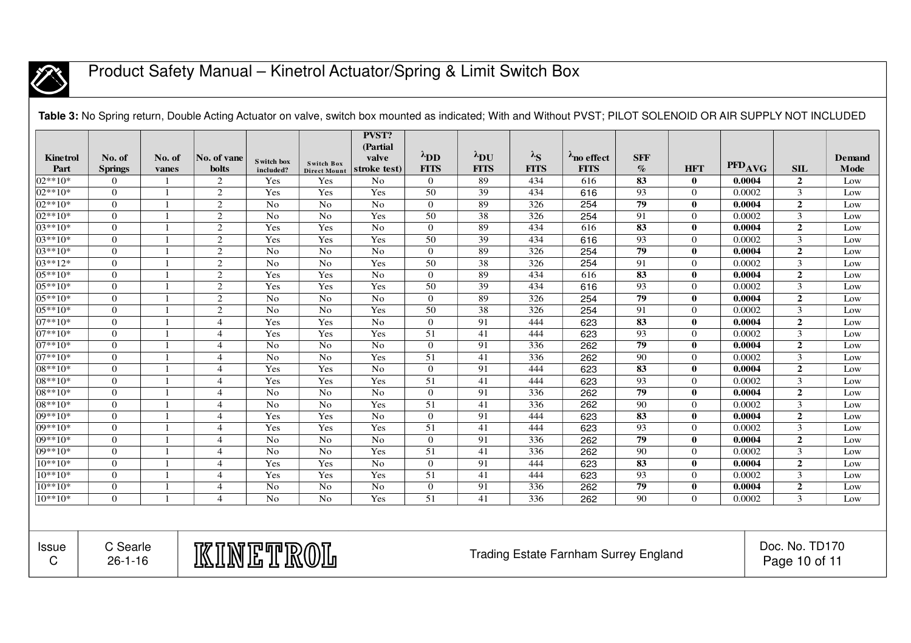**Table 3:** No Spring return, Double Acting Actuator on valve, switch box mounted as indicated; With and Without PVST; PILOT SOLENOID OR AIR SUPPLY NOT INCLUDED

| Kinetrol Part | No. of Springs | No. of vanes | No. of vane bolts | Switch box included? | Switch Box Direct Mount | PVST? (Partial valve stroke test) | $\lambda_{DD}$ FITS | $\lambda_{DU}$ FITS | $\lambda_S$ FITS | $\lambda_{\text{no effect}}$ FITS | SFF % | HFT | $PFD_{AVG}$ | SIL | Demand Mode |
|---|---|---|---|---|---|---|---|---|---|---|---|---|---|---|---|
| 02**10* | 0 | 1 | 2 | Yes | Yes | No | 0 | 89 | 434 | 616 | **83** | **0** | **0.0004** | **2** | Low |
| 02**10* | 0 | 1 | 2 | Yes | Yes | Yes | 50 | 39 | 434 | 616 | 93 | 0 | 0.0002 | 3 | Low |
| 02**10* | 0 | 1 | 2 | No | No | No | 0 | 89 | 326 | 254 | **79** | **0** | **0.0004** | **2** | Low |
| 02**10* | 0 | 1 | 2 | No | No | Yes | 50 | 38 | 326 | 254 | 91 | 0 | 0.0002 | 3 | Low |
| 03**10* | 0 | 1 | 2 | Yes | Yes | No | 0 | 89 | 434 | 616 | **83** | **0** | **0.0004** | **2** | Low |
| 03**10* | 0 | 1 | 2 | Yes | Yes | Yes | 50 | 39 | 434 | 616 | 93 | 0 | 0.0002 | 3 | Low |
| 03**10* | 0 | 1 | 2 | No | No | No | 0 | 89 | 326 | 254 | **79** | **0** | **0.0004** | **2** | Low |
| 03**12* | 0 | 1 | 2 | No | No | Yes | 50 | 38 | 326 | 254 | 91 | 0 | 0.0002 | 3 | Low |
| 05**10* | 0 | 1 | 2 | Yes | Yes | No | 0 | 89 | 434 | 616 | **83** | **0** | **0.0004** | **2** | Low |
| 05**10* | 0 | 1 | 2 | Yes | Yes | Yes | 50 | 39 | 434 | 616 | 93 | 0 | 0.0002 | 3 | Low |
| 05**10* | 0 | 1 | 2 | No | No | No | 0 | 89 | 326 | 254 | **79** | **0** | **0.0004** | **2** | Low |
| 05**10* | 0 | 1 | 2 | No | No | Yes | 50 | 38 | 326 | 254 | 91 | 0 | 0.0002 | 3 | Low |
| 07**10* | 0 | 1 | 4 | Yes | Yes | No | 0 | 91 | 444 | 623 | **83** | **0** | **0.0004** | **2** | Low |
| 07**10* | 0 | 1 | 4 | Yes | Yes | Yes | 51 | 41 | 444 | 623 | 93 | 0 | 0.0002 | 3 | Low |
| 07**10* | 0 | 1 | 4 | No | No | No | 0 | 91 | 336 | 262 | **79** | **0** | **0.0004** | **2** | Low |
| 07**10* | 0 | 1 | 4 | No | No | Yes | 51 | 41 | 336 | 262 | 90 | 0 | 0.0002 | 3 | Low |
| 08**10* | 0 | 1 | 4 | Yes | Yes | No | 0 | 91 | 444 | 623 | **83** | **0** | **0.0004** | **2** | Low |
| 08**10* | 0 | 1 | 4 | Yes | Yes | Yes | 51 | 41 | 444 | 623 | 93 | 0 | 0.0002 | 3 | Low |
| 08**10* | 0 | 1 | 4 | No | No | No | 0 | 91 | 336 | 262 | **79** | **0** | **0.0004** | **2** | Low |
| 08**10* | 0 | 1 | 4 | No | No | Yes | 51 | 41 | 336 | 262 | 90 | 0 | 0.0002 | 3 | Low |
| 09**10* | 0 | 1 | 4 | Yes | Yes | No | 0 | 91 | 444 | 623 | **83** | **0** | **0.0004** | **2** | Low |
| 09**10* | 0 | 1 | 4 | Yes | Yes | Yes | 51 | 41 | 444 | 623 | 93 | 0 | 0.0002 | 3 | Low |
| 09**10* | 0 | 1 | 4 | No | No | No | 0 | 91 | 336 | 262 | **79** | **0** | **0.0004** | **2** | Low |
| 09**10* | 0 | 1 | 4 | No | No | Yes | 51 | 41 | 336 | 262 | 90 | 0 | 0.0002 | 3 | Low |
| 10**10* | 0 | 1 | 4 | Yes | Yes | No | 0 | 91 | 444 | 623 | **83** | **0** | **0.0004** | **2** | Low |
| 10**10* | 0 | 1 | 4 | Yes | Yes | Yes | 51 | 41 | 444 | 623 | 93 | 0 | 0.0002 | 3 | Low |
| 10**10* | 0 | 1 | 4 | No | No | No | 0 | 91 | 336 | 262 | **79** | **0** | **0.0004** | **2** | Low |
| 10**10* | 0 | 1 | 4 | No | No | Yes | 51 | 41 | 336 | 262 | 90 | 0 | 0.0002 | 3 | Low |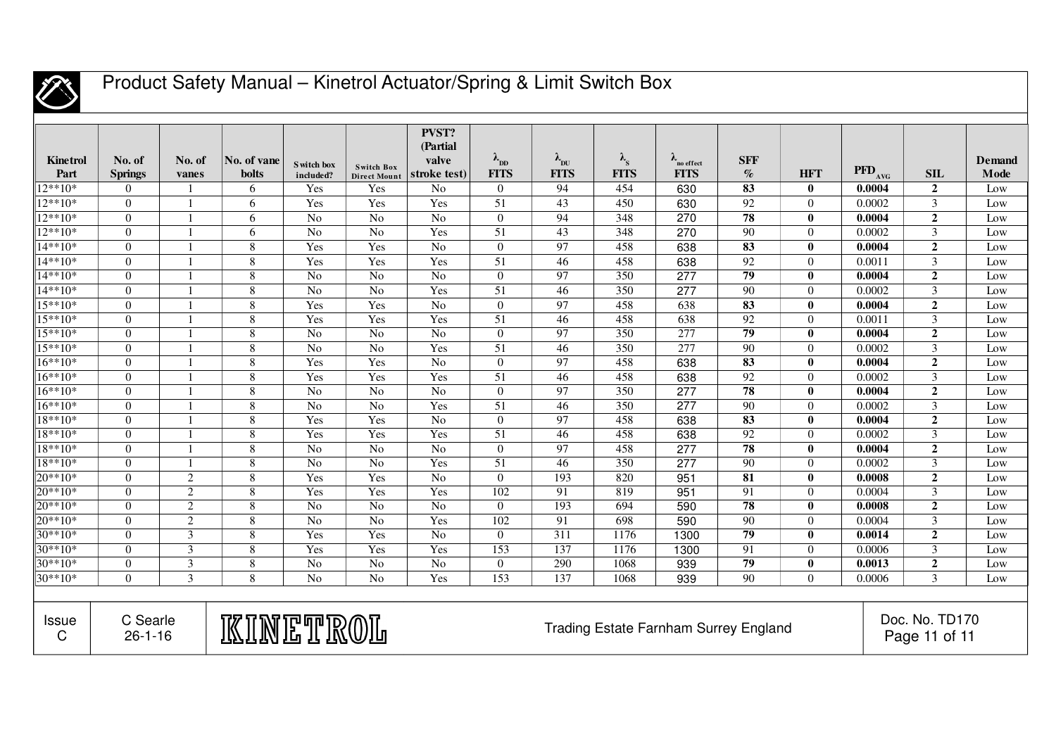# Product Safety Manual – Kinetrol Actuator/Spring & Limit Switch Box

| Kinetrol Part | No. of Springs | No. of vanes | No. of vane bolts | Switch box included? | Switch Box Direct Mount | PVST? (Partial valve stroke test) | $\lambda_{DD}$ FITS | $\lambda_{DU}$ FITS | $\lambda_{S}$ FITS | $\lambda_{no\ effect}$ FITS | SFF % | HFT | $PFD_{AVG}$ | SIL | Demand Mode |
|---|---|---|---|---|---|---|---|---|---|---|---|---|---|---|---|
| 12**10* | 0 | 1 | 6 | Yes | Yes | No | 0 | 94 | 454 | 630 | **83** | **0** | **0.0004** | **2** | Low |
| 12**10* | 0 | 1 | 6 | Yes | Yes | Yes | 51 | 43 | 450 | 630 | 92 | 0 | 0.0002 | 3 | Low |
| 12**10* | 0 | 1 | 6 | No | No | No | 0 | 94 | 348 | 270 | **78** | **0** | **0.0004** | **2** | Low |
| 12**10* | 0 | 1 | 6 | No | No | Yes | 51 | 43 | 348 | 270 | 90 | 0 | 0.0002 | 3 | Low |
| 14**10* | 0 | 1 | 8 | Yes | Yes | No | 0 | 97 | 458 | 638 | **83** | **0** | **0.0004** | **2** | Low |
| 14**10* | 0 | 1 | 8 | Yes | Yes | Yes | 51 | 46 | 458 | 638 | 92 | 0 | 0.0011 | 3 | Low |
| 14**10* | 0 | 1 | 8 | No | No | No | 0 | 97 | 350 | 277 | **79** | **0** | **0.0004** | **2** | Low |
| 14**10* | 0 | 1 | 8 | No | No | Yes | 51 | 46 | 350 | 277 | 90 | 0 | 0.0002 | 3 | Low |
| 15**10* | 0 | 1 | 8 | Yes | Yes | No | 0 | 97 | 458 | 638 | **83** | **0** | **0.0004** | **2** | Low |
| 15**10* | 0 | 1 | 8 | Yes | Yes | Yes | 51 | 46 | 458 | 638 | 92 | 0 | 0.0011 | 3 | Low |
| 15**10* | 0 | 1 | 8 | No | No | No | 0 | 97 | 350 | 277 | **79** | **0** | **0.0004** | **2** | Low |
| 15**10* | 0 | 1 | 8 | No | No | Yes | 51 | 46 | 350 | 277 | 90 | 0 | 0.0002 | 3 | Low |
| 16**10* | 0 | 1 | 8 | Yes | Yes | No | 0 | 97 | 458 | 638 | **83** | **0** | **0.0004** | **2** | Low |
| 16**10* | 0 | 1 | 8 | Yes | Yes | Yes | 51 | 46 | 458 | 638 | 92 | 0 | 0.0002 | 3 | Low |
| 16**10* | 0 | 1 | 8 | No | No | No | 0 | 97 | 350 | 277 | **78** | **0** | **0.0004** | **2** | Low |
| 16**10* | 0 | 1 | 8 | No | No | Yes | 51 | 46 | 350 | 277 | 90 | 0 | 0.0002 | 3 | Low |
| 18**10* | 0 | 1 | 8 | Yes | Yes | No | 0 | 97 | 458 | 638 | **83** | **0** | **0.0004** | **2** | Low |
| 18**10* | 0 | 1 | 8 | Yes | Yes | Yes | 51 | 46 | 458 | 638 | 92 | 0 | 0.0002 | 3 | Low |
| 18**10* | 0 | 1 | 8 | No | No | No | 0 | 97 | 458 | 277 | **78** | **0** | **0.0004** | **2** | Low |
| 18**10* | 0 | 1 | 8 | No | No | Yes | 51 | 46 | 350 | 277 | 90 | 0 | 0.0002 | 3 | Low |
| 20**10* | 0 | 2 | 8 | Yes | Yes | No | 0 | 193 | 820 | 951 | **81** | **0** | **0.0008** | **2** | Low |
| 20**10* | 0 | 2 | 8 | Yes | Yes | Yes | 102 | 91 | 819 | 951 | 91 | 0 | 0.0004 | 3 | Low |
| 20**10* | 0 | 2 | 8 | No | No | No | 0 | 193 | 694 | 590 | **78** | **0** | **0.0008** | **2** | Low |
| 20**10* | 0 | 2 | 8 | No | No | Yes | 102 | 91 | 698 | 590 | 90 | 0 | 0.0004 | 3 | Low |
| 30**10* | 0 | 3 | 8 | Yes | Yes | No | 0 | 311 | 1176 | 1300 | **79** | **0** | **0.0014** | **2** | Low |
| 30**10* | 0 | 3 | 8 | Yes | Yes | Yes | 153 | 137 | 1176 | 1300 | 91 | 0 | 0.0006 | 3 | Low |
| 30**10* | 0 | 3 | 8 | No | No | No | 0 | 290 | 1068 | 939 | **79** | **0** | **0.0013** | **2** | Low |
| 30**10* | 0 | 3 | 8 | No | No | Yes | 153 | 137 | 1068 | 939 | 90 | 0 | 0.0006 | 3 | Low |